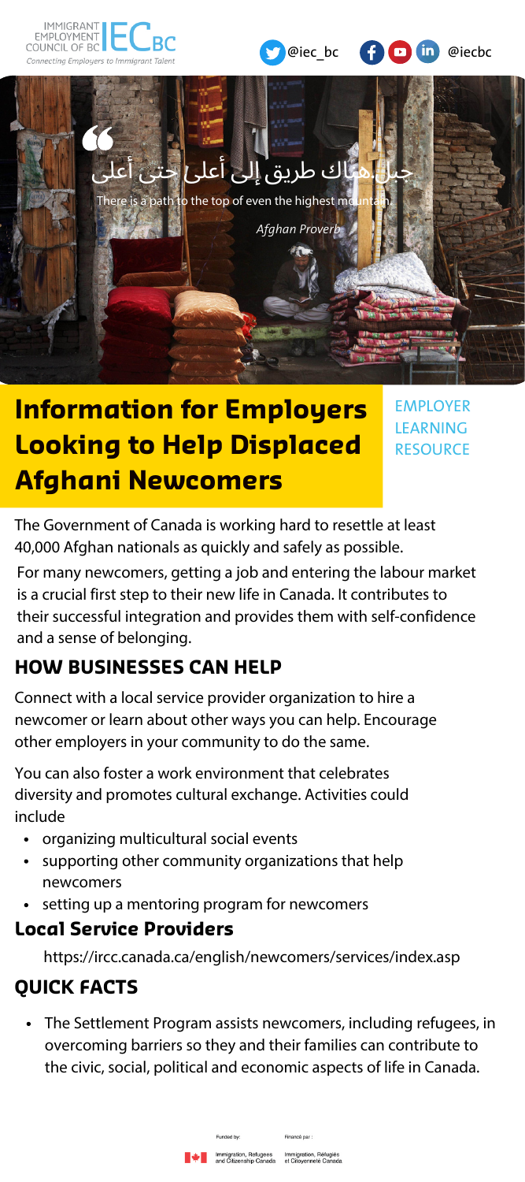IMMIGRANT EMPLOYMENT COUNCIL OF BC — IEC BC

*Connecting Employers to Immigrant Talent*

@iec_bc @iecbc

> جبل هناك طريق إلى أعلى حتى أعلى
>
> There is a path to the top of even the highest mountain.
>
> *Afghan Proverb*

# Information for Employers Looking to Help Displaced Afghani Newcomers

EMPLOYER LEARNING RESOURCE

The Government of Canada is working hard to resettle at least 40,000 Afghan nationals as quickly and safely as possible.

For many newcomers, getting a job and entering the labour market is a crucial first step to their new life in Canada. It contributes to their successful integration and provides them with self-confidence and a sense of belonging.

## HOW BUSINESSES CAN HELP

Connect with a local service provider organization to hire a newcomer or learn about other ways you can help. Encourage other employers in your community to do the same.

You can also foster a work environment that celebrates diversity and promotes cultural exchange. Activities could include

- organizing multicultural social events
- supporting other community organizations that help newcomers
- setting up a mentoring program for newcomers

### Local Service Providers

https://ircc.canada.ca/english/newcomers/services/index.asp

## QUICK FACTS

- The Settlement Program assists newcomers, including refugees, in overcoming barriers so they and their families can contribute to the civic, social, political and economic aspects of life in Canada.

Funded by: Immigration, Refugees and Citizenship Canada

Financé par : Immigration, Réfugiés et Citoyenneté Canada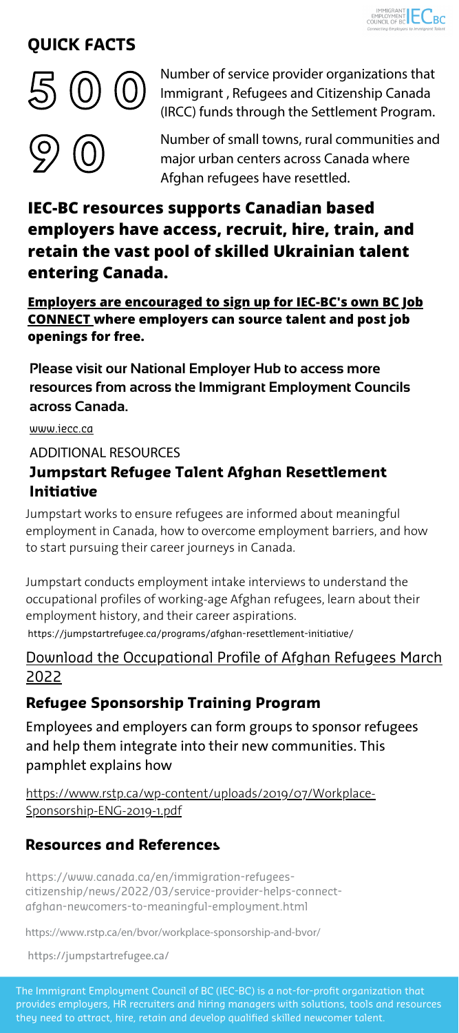## QUICK FACTS

**500** Number of service provider organizations that Immigrant , Refugees and Citizenship Canada (IRCC) funds through the Settlement Program.

**90** Number of small towns, rural communities and major urban centers across Canada where Afghan refugees have resettled.

## IEC-BC resources supports Canadian based employers have access, recruit, hire, train, and retain the vast pool of skilled Ukrainian talent entering Canada.

**Employers are encouraged to sign up for IEC-BC's own BC Job CONNECT where employers can source talent and post job openings for free.**

**Please visit our National Employer Hub to access more resources from across the Immigrant Employment Councils across Canada.**

www.iecc.ca

ADDITIONAL RESOURCES

### Jumpstart Refugee Talent Afghan Resettlement Initiative

Jumpstart works to ensure refugees are informed about meaningful employment in Canada, how to overcome employment barriers, and how to start pursuing their career journeys in Canada.

Jumpstart conducts employment intake interviews to understand the occupational profiles of working-age Afghan refugees, learn about their employment history, and their career aspirations.

https://jumpstartrefugee.ca/programs/afghan-resettlement-initiative/

Download the Occupational Profile of Afghan Refugees March 2022

### Refugee Sponsorship Training Program

Employees and employers can form groups to sponsor refugees and help them integrate into their new communities. This pamphlet explains how

https://www.rstp.ca/wp-content/uploads/2019/07/Workplace-Sponsorship-ENG-2019-1.pdf

### Resources and References

https://www.canada.ca/en/immigration-refugees-citizenship/news/2022/03/service-provider-helps-connect-afghan-newcomers-to-meaningful-employment.html

https://www.rstp.ca/en/bvor/workplace-sponsorship-and-bvor/

https://jumpstartrefugee.ca/

The Immigrant Employment Council of BC (IEC-BC) is a not-for-profit organization that provides employers, HR recruiters and hiring managers with solutions, tools and resources they need to attract, hire, retain and develop qualified skilled newcomer talent.